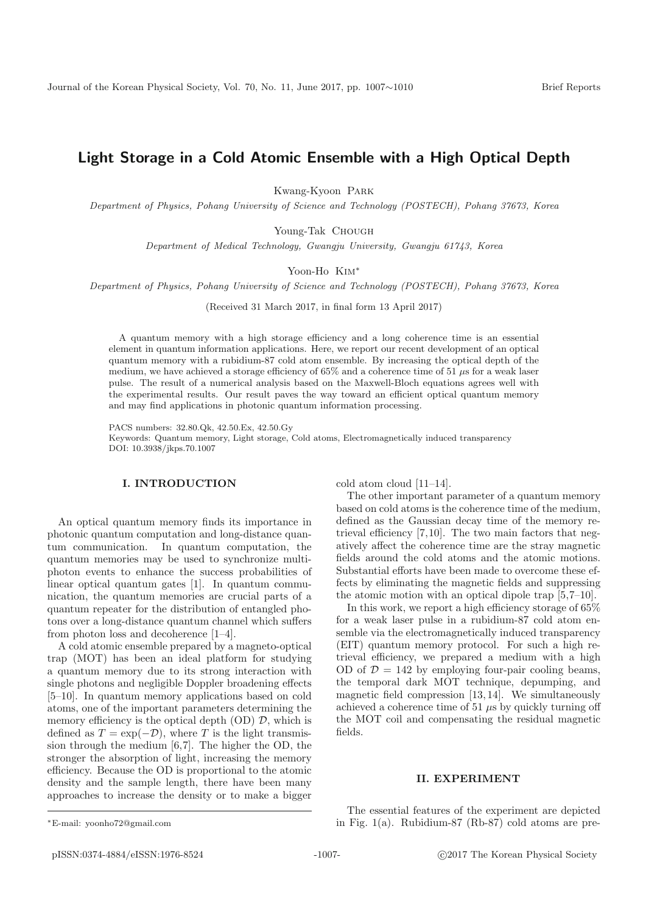# Light Storage in a Cold Atomic Ensemble with a High Optical Depth

Kwang-Kyoon Park

*Department of Physics, Pohang University of Science and Technology (POSTECH), Pohang 37673, Korea*

Young-Tak Chough

*Department of Medical Technology, Gwangju University, Gwangju 61743, Korea*

Yoon-Ho Kim*

*Department of Physics, Pohang University of Science and Technology (POSTECH), Pohang 37673, Korea*

(Received 31 March 2017, in final form 13 April 2017)

A quantum memory with a high storage efficiency and a long coherence time is an essential element in quantum information applications. Here, we report our recent development of an optical quantum memory with a rubidium-87 cold atom ensemble. By increasing the optical depth of the medium, we have achieved a storage efficiency of 65% and a coherence time of 51 $\mu$s for a weak laser pulse. The result of a numerical analysis based on the Maxwell-Bloch equations agrees well with the experimental results. Our result paves the way toward an efficient optical quantum memory and may find applications in photonic quantum information processing.

PACS numbers: 32.80.Qk, 42.50.Ex, 42.50.Gy
Keywords: Quantum memory, Light storage, Cold atoms, Electromagnetically induced transparency
DOI: 10.3938/jkps.70.1007

## I. INTRODUCTION

An optical quantum memory finds its importance in photonic quantum computation and long-distance quantum communication. In quantum computation, the quantum memories may be used to synchronize multi-photon events to enhance the success probabilities of linear optical quantum gates [1]. In quantum communication, the quantum memories are crucial parts of a quantum repeater for the distribution of entangled photons over a long-distance quantum channel which suffers from photon loss and decoherence [1–4].

A cold atomic ensemble prepared by a magneto-optical trap (MOT) has been an ideal platform for studying a quantum memory due to its strong interaction with single photons and negligible Doppler broadening effects [5–10]. In quantum memory applications based on cold atoms, one of the important parameters determining the memory efficiency is the optical depth (OD) $\mathcal{D}$, which is defined as $T = \exp(-\mathcal{D})$, where $T$ is the light transmission through the medium [6,7]. The higher the OD, the stronger the absorption of light, increasing the memory efficiency. Because the OD is proportional to the atomic density and the sample length, there have been many approaches to increase the density or to make a bigger cold atom cloud [11–14].

The other important parameter of a quantum memory based on cold atoms is the coherence time of the medium, defined as the Gaussian decay time of the memory retrieval efficiency [7,10]. The two main factors that negatively affect the coherence time are the stray magnetic fields around the cold atoms and the atomic motions. Substantial efforts have been made to overcome these effects by eliminating the magnetic fields and suppressing the atomic motion with an optical dipole trap [5,7–10].

In this work, we report a high efficiency storage of 65% for a weak laser pulse in a rubidium-87 cold atom ensemble via the electromagnetically induced transparency (EIT) quantum memory protocol. For such a high retrieval efficiency, we prepared a medium with a high OD of $\mathcal{D} = 142$ by employing four-pair cooling beams, the temporal dark MOT technique, depumping, and magnetic field compression [13,14]. We simultaneously achieved a coherence time of 51 $\mu$s by quickly turning off the MOT coil and compensating the residual magnetic fields.

## II. EXPERIMENT

The essential features of the experiment are depicted in Fig. 1(a). Rubidium-87 (Rb-87) cold atoms are pre-

*E-mail: yoonho72@gmail.com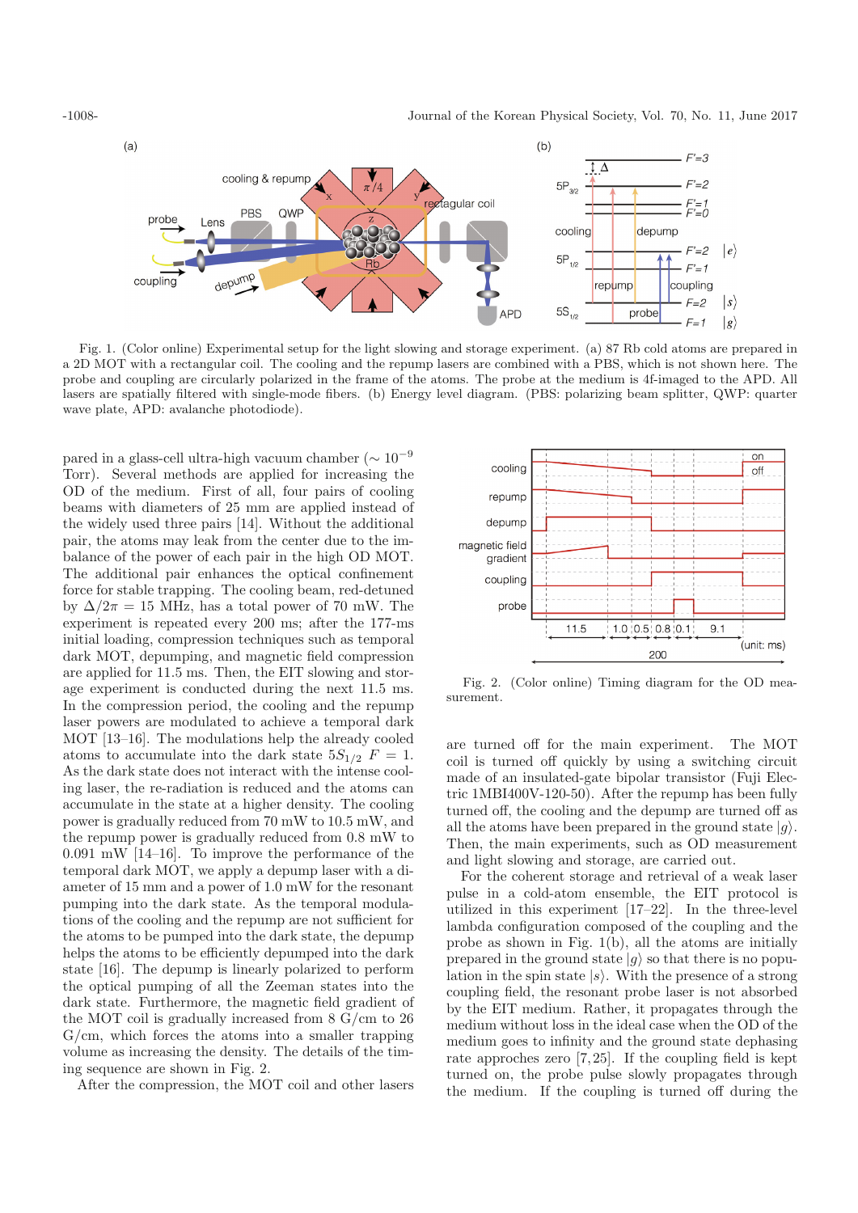Fig. 1. (Color online) Experimental setup for the light slowing and storage experiment. (a) 87 Rb cold atoms are prepared in a 2D MOT with a rectangular coil. The cooling and the repump lasers are combined with a PBS, which is not shown here. The probe and coupling are circularly polarized in the frame of the atoms. The probe at the medium is 4f-imaged to the APD. All lasers are spatially filtered with single-mode fibers. (b) Energy level diagram. (PBS: polarizing beam splitter, QWP: quarter wave plate, APD: avalanche photodiode).

pared in a glass-cell ultra-high vacuum chamber ($\sim 10^{-9}$ Torr). Several methods are applied for increasing the OD of the medium. First of all, four pairs of cooling beams with diameters of 25 mm are applied instead of the widely used three pairs [14]. Without the additional pair, the atoms may leak from the center due to the imbalance of the power of each pair in the high OD MOT. The additional pair enhances the optical confinement force for stable trapping. The cooling beam, red-detuned by $\Delta/2\pi = 15$ MHz, has a total power of 70 mW. The experiment is repeated every 200 ms; after the 177-ms initial loading, compression techniques such as temporal dark MOT, depumping, and magnetic field compression are applied for 11.5 ms. Then, the EIT slowing and storage experiment is conducted during the next 11.5 ms. In the compression period, the cooling and the repump laser powers are modulated to achieve a temporal dark MOT [13–16]. The modulations help the already cooled atoms to accumulate into the dark state $5S_{1/2}$ $F = 1$. As the dark state does not interact with the intense cooling laser, the re-radiation is reduced and the atoms can accumulate in the state at a higher density. The cooling power is gradually reduced from 70 mW to 10.5 mW, and the repump power is gradually reduced from 0.8 mW to 0.091 mW [14–16]. To improve the performance of the temporal dark MOT, we apply a depump laser with a diameter of 15 mm and a power of 1.0 mW for the resonant pumping into the dark state. As the temporal modulations of the cooling and the repump are not sufficient for the atoms to be pumped into the dark state, the depump helps the atoms to be efficiently depumped into the dark state [16]. The depump is linearly polarized to perform the optical pumping of all the Zeeman states into the dark state. Furthermore, the magnetic field gradient of the MOT coil is gradually increased from 8 G/cm to 26 G/cm, which forces the atoms into a smaller trapping volume as increasing the density. The details of the timing sequence are shown in Fig. 2.

After the compression, the MOT coil and other lasers are turned off for the main experiment. The MOT coil is turned off quickly by using a switching circuit made of an insulated-gate bipolar transistor (Fuji Electric 1MBI400V-120-50). After the repump has been fully turned off, the cooling and the depump are turned off as all the atoms have been prepared in the ground state $|g\rangle$. Then, the main experiments, such as OD measurement and light slowing and storage, are carried out.

Fig. 2. (Color online) Timing diagram for the OD measurement.

For the coherent storage and retrieval of a weak laser pulse in a cold-atom ensemble, the EIT protocol is utilized in this experiment [17–22]. In the three-level lambda configuration composed of the coupling and the probe as shown in Fig. 1(b), all the atoms are initially prepared in the ground state $|g\rangle$ so that there is no population in the spin state $|s\rangle$. With the presence of a strong coupling field, the resonant probe laser is not absorbed by the EIT medium. Rather, it propagates through the medium without loss in the ideal case when the OD of the medium goes to infinity and the ground state dephasing rate approches zero [7,25]. If the coupling field is kept turned on, the probe pulse slowly propagates through the medium. If the coupling is turned off during the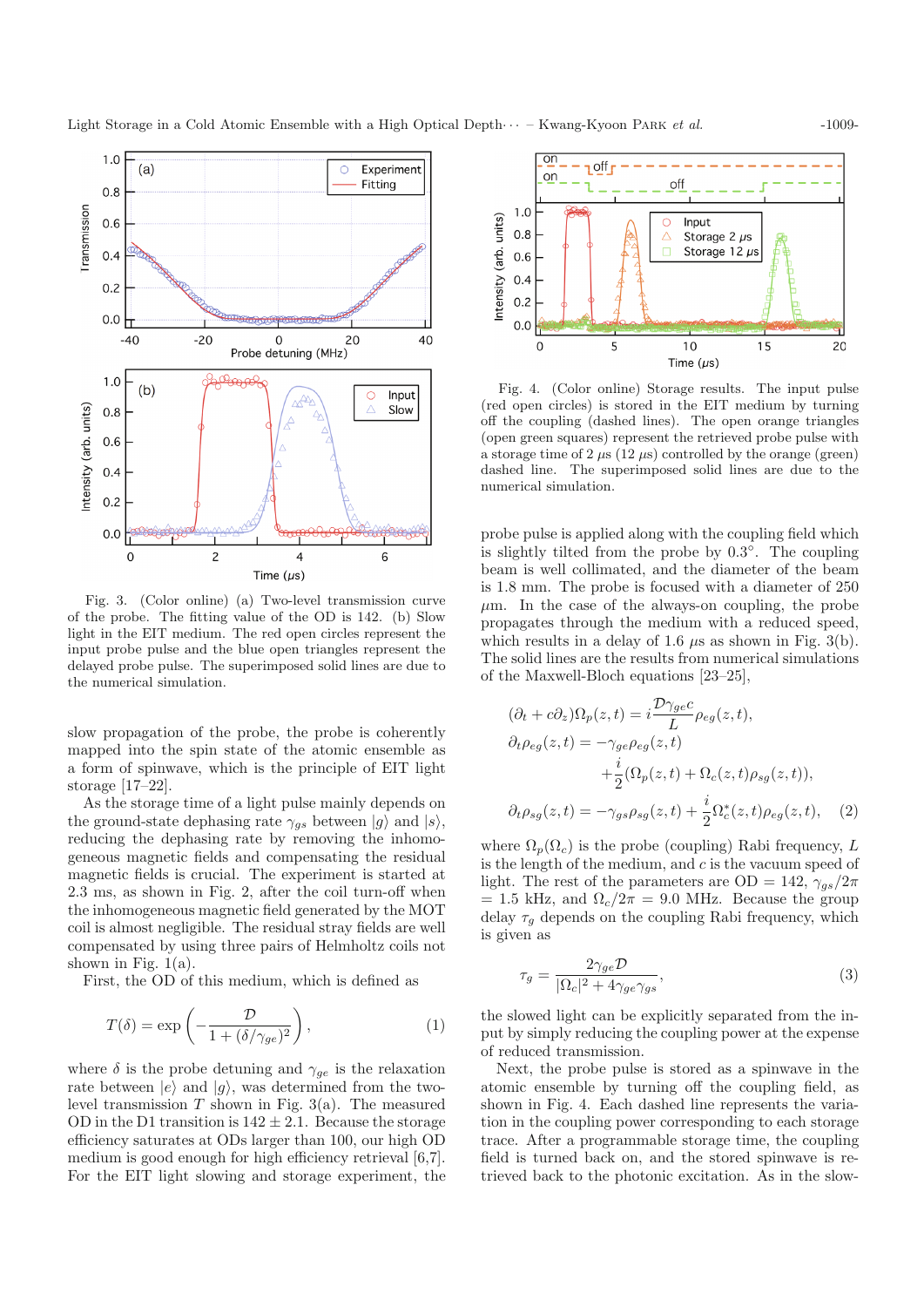Fig. 3. (Color online) (a) Two-level transmission curve of the probe. The fitting value of the OD is 142. (b) Slow light in the EIT medium. The red open circles represent the input probe pulse and the blue open triangles represent the delayed probe pulse. The superimposed solid lines are due to the numerical simulation.

slow propagation of the probe, the probe is coherently mapped into the spin state of the atomic ensemble as a form of spinwave, which is the principle of EIT light storage [17–22].

As the storage time of a light pulse mainly depends on the ground-state dephasing rate $\gamma_{gs}$ between $|g\rangle$ and $|s\rangle$, reducing the dephasing rate by removing the inhomogeneous magnetic fields and compensating the residual magnetic fields is crucial. The experiment is started at 2.3 ms, as shown in Fig. 2, after the coil turn-off when the inhomogeneous magnetic field generated by the MOT coil is almost negligible. The residual stray fields are well compensated by using three pairs of Helmholtz coils not shown in Fig. 1(a).

First, the OD of this medium, which is defined as

$$T(\delta) = \exp\left(-\frac{\mathcal{D}}{1+(\delta/\gamma_{ge})^2}\right), \tag{1}$$

where $\delta$ is the probe detuning and $\gamma_{ge}$ is the relaxation rate between $|e\rangle$ and $|g\rangle$, was determined from the two-level transmission $T$ shown in Fig. 3(a). The measured OD in the D1 transition is $142 \pm 2.1$. Because the storage efficiency saturates at ODs larger than 100, our high OD medium is good enough for high efficiency retrieval [6,7]. For the EIT light slowing and storage experiment, the probe pulse is applied along with the coupling field which is slightly tilted from the probe by 0.3°. The coupling beam is well collimated, and the diameter of the beam is 1.8 mm. The probe is focused with a diameter of 250 $\mu$m. In the case of the always-on coupling, the probe propagates through the medium with a reduced speed, which results in a delay of 1.6 $\mu$s as shown in Fig. 3(b). The solid lines are the results from numerical simulations of the Maxwell-Bloch equations [23–25],

$$\begin{aligned}
(\partial_t + c\partial_z)\Omega_p(z,t) &= i\frac{\mathcal{D}\gamma_{ge}c}{L}\rho_{eg}(z,t),\\
\partial_t\rho_{eg}(z,t) &= -\gamma_{ge}\rho_{eg}(z,t)\\
&\quad +\frac{i}{2}(\Omega_p(z,t)+\Omega_c(z,t)\rho_{sg}(z,t)),\\
\partial_t\rho_{sg}(z,t) &= -\gamma_{gs}\rho_{sg}(z,t)+\frac{i}{2}\Omega_c^*(z,t)\rho_{eg}(z,t),
\end{aligned} \tag{2}$$

where $\Omega_p(\Omega_c)$ is the probe (coupling) Rabi frequency, $L$ is the length of the medium, and $c$ is the vacuum speed of light. The rest of the parameters are OD = 142, $\gamma_{gs}/2\pi$ = 1.5 kHz, and $\Omega_c/2\pi$ = 9.0 MHz. Because the group delay $\tau_g$ depends on the coupling Rabi frequency, which is given as

$$\tau_g = \frac{2\gamma_{ge}\mathcal{D}}{|\Omega_c|^2 + 4\gamma_{ge}\gamma_{gs}}, \tag{3}$$

the slowed light can be explicitly separated from the input by simply reducing the coupling power at the expense of reduced transmission.

Next, the probe pulse is stored as a spinwave in the atomic ensemble by turning off the coupling field, as shown in Fig. 4. Each dashed line represents the variation in the coupling power corresponding to each storage trace. After a programmable storage time, the coupling field is turned back on, and the stored spinwave is retrieved back to the photonic excitation. As in the slow-

Fig. 4. (Color online) Storage results. The input pulse (red open circles) is stored in the EIT medium by turning off the coupling (dashed lines). The open orange triangles (open green squares) represent the retrieved probe pulse with a storage time of 2 $\mu$s (12 $\mu$s) controlled by the orange (green) dashed line. The superimposed solid lines are due to the numerical simulation.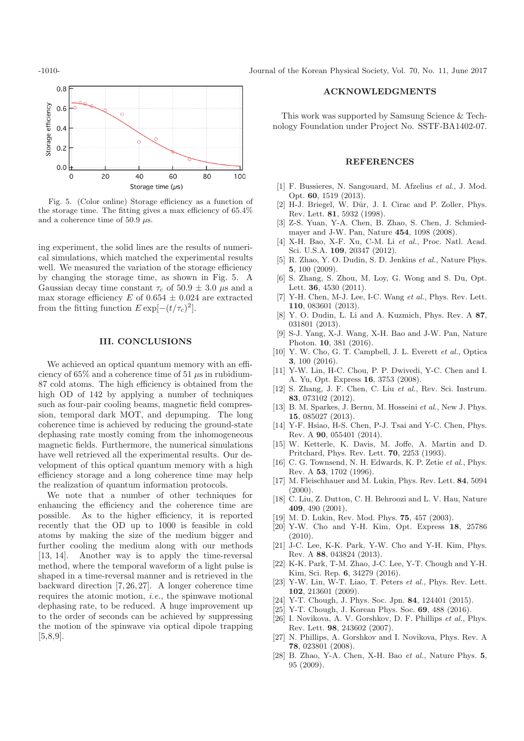0.8
0.6
0.4
0.2
0.0
Storage efficiency
0 20 40 60 80 100
Storage time ($\mu$s)

Fig. 5. (Color online) Storage efficiency as a function of the storage time. The fitting gives a max efficiency of 65.4% and a coherence time of 50.9 $\mu$s.

ing experiment, the solid lines are the results of numerical simulations, which matched the experimental results well. We measured the variation of the storage efficiency by changing the storage time, as shown in Fig. 5. A Gaussian decay time constant $\tau_c$ of 50.9 $\pm$ 3.0 $\mu$s and a max storage efficiency $E$ of 0.654 $\pm$ 0.024 are extracted from the fitting function $E\exp[-(t/\tau_c)^2]$.

## III. CONCLUSIONS

We achieved an optical quantum memory with an efficiency of 65% and a coherence time of 51 $\mu$s in rubidium-87 cold atoms. The high efficiency is obtained from the high OD of 142 by applying a number of techniques such as four-pair cooling beams, magnetic field compression, temporal dark MOT, and depumping. The long coherence time is achieved by reducing the ground-state dephasing rate mostly coming from the inhomogeneous magnetic fields. Furthermore, the numerical simulations have well retrieved all the experimental results. Our development of this optical quantum memory with a high efficiency storage and a long coherence time may help the realization of quantum information protocols.

We note that a number of other techniques for enhancing the efficiency and the coherence time are possible. As to the higher efficiency, it is reported recently that the OD up to 1000 is feasible in cold atoms by making the size of the medium bigger and further cooling the medium along with our methods [13, 14]. Another way is to apply the time-reversal method, where the temporal waveform of a light pulse is shaped in a time-reversal manner and is retrieved in the backward direction [7, 26, 27]. A longer coherence time requires the atomic motion, *i.e.*, the spinwave motional dephasing rate, to be reduced. A huge improvement up to the order of seconds can be achieved by suppressing the motion of the spinwave via optical dipole trapping [5,8,9].

## ACKNOWLEDGMENTS

This work was supported by Samsung Science & Technology Foundation under Project No. SSTF-BA1402-07.

## REFERENCES

[1] F. Bussieres, N. Sangouard, M. Afzelius *et al.*, J. Mod. Opt. **60**, 1519 (2013).
[2] H-J. Briegel, W. Dür, J. I. Cirac and P. Zoller, Phys. Rev. Lett. **81**, 5932 (1998).
[3] Z-S. Yuan, Y-A. Chen, B. Zhao, S. Chen, J. Schmiedmayer and J-W. Pan, Nature **454**, 1098 (2008).
[4] X-H. Bao, X-F. Xu, C-M. Li *et al.*, Proc. Natl. Acad. Sci. U.S.A. **109**, 20347 (2012).
[5] R. Zhao, Y. O. Dudin, S. D. Jenkins *et al.*, Nature Phys. **5**, 100 (2009).
[6] S. Zhang, S. Zhou, M. Loy, G. Wong and S. Du, Opt. Lett. **36**, 4530 (2011).
[7] Y-H. Chen, M-J. Lee, I-C. Wang *et al.*, Phys. Rev. Lett. **110**, 083601 (2013).
[8] Y. O. Dudin, L. Li and A. Kuzmich, Phys. Rev. A **87**, 031801 (2013).
[9] S-J. Yang, X-J. Wang, X-H. Bao and J-W. Pan, Nature Photon. **10**, 381 (2016).
[10] Y. W. Cho, G. T. Campbell, J. L. Everett *et al.*, Optica **3**, 100 (2016).
[11] Y-W. Lin, H-C. Chou, P. P. Dwivedi, Y-C. Chen and I. A. Yu, Opt. Express **16**, 3753 (2008).
[12] S. Zhang, J. F. Chen, C. Liu *et al.*, Rev. Sci. Instrum. **83**, 073102 (2012).
[13] B. M. Sparkes, J. Bernu, M. Hosseini *et al.*, New J. Phys. **15**, 085027 (2013).
[14] Y-F. Hsiao, H-S. Chen, P-J. Tsai and Y-C. Chen, Phys. Rev. A **90**, 055401 (2014).
[15] W. Ketterle, K. Davis, M. Joffe, A. Martin and D. Pritchard, Phys. Rev. Lett. **70**, 2253 (1993).
[16] C. G. Townsend, N. H. Edwards, K. P. Zetie *et al.*, Phys. Rev. A **53**, 1702 (1996).
[17] M. Fleischhauer and M. Lukin, Phys. Rev. Lett. **84**, 5094 (2000).
[18] C. Liu, Z. Dutton, C. H. Behroozi and L. V. Hau, Nature **409**, 490 (2001).
[19] M. D. Lukin, Rev. Mod. Phys. **75**, 457 (2003).
[20] Y-W. Cho and Y-H. Kim, Opt. Express **18**, 25786 (2010).
[21] J-C. Lee, K-K. Park, Y-W. Cho and Y-H. Kim, Phys. Rev. A **88**, 043824 (2013).
[22] K-K. Park, T-M. Zhao, J-C. Lee, Y-T. Chough and Y-H. Kim, Sci. Rep. **6**, 34279 (2016).
[23] Y-W. Lin, W-T. Liao, T. Peters *et al.*, Phys. Rev. Lett. **102**, 213601 (2009).
[24] Y-T. Chough, J. Phys. Soc. Jpn. **84**, 124401 (2015).
[25] Y-T. Chough, J. Korean Phys. Soc. **69**, 488 (2016).
[26] I. Novikova, A. V. Gorshkov, D. F. Phillips *et al.*, Phys. Rev. Lett. **98**, 243602 (2007).
[27] N. Phillips, A. Gorshkov and I. Novikova, Phys. Rev. A **78**, 023801 (2008).
[28] B. Zhao, Y-A. Chen, X-H. Bao *et al.*, Nature Phys. **5**, 95 (2009).